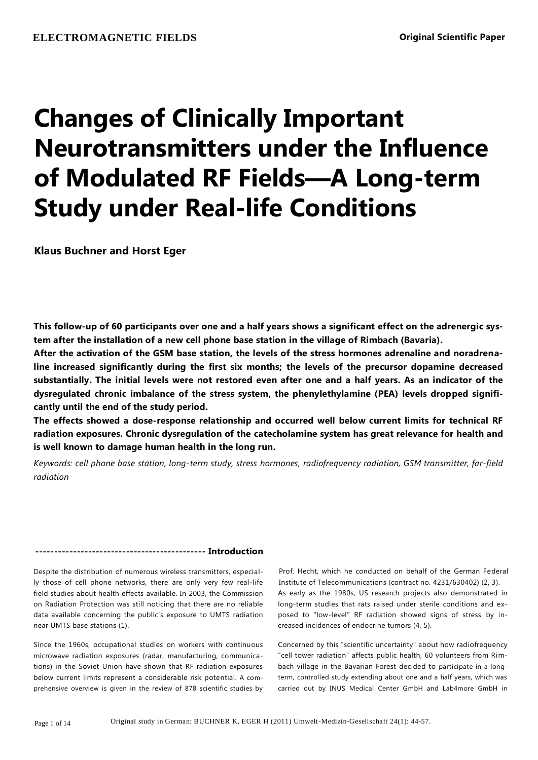ELECTROMAGNETIC FIELDS

Original Scientific Paper

# Changes of Clinically Important Neurotransmitters under the Influence of Modulated RF Fields—A Long-term Study under Real-life Conditions

**Klaus Buchner and Horst Eger**

**This follow-up of 60 participants over one and a half years shows a significant effect on the adrenergic system after the installation of a new cell phone base station in the village of Rimbach (Bavaria).**
**After the activation of the GSM base station, the levels of the stress hormones adrenaline and noradrenaline increased significantly during the first six months; the levels of the precursor dopamine decreased substantially. The initial levels were not restored even after one and a half years. As an indicator of the dysregulated chronic imbalance of the stress system, the phenylethylamine (PEA) levels dropped significantly until the end of the study period.**
**The effects showed a dose-response relationship and occurred well below current limits for technical RF radiation exposures. Chronic dysregulation of the catecholamine system has great relevance for health and is well known to damage human health in the long run.**

*Keywords: cell phone base station, long-term study, stress hormones, radiofrequency radiation, GSM transmitter, far-field radiation*

## Introduction

Despite the distribution of numerous wireless transmitters, especially those of cell phone networks, there are only very few real-life field studies about health effects available. In 2003, the Commission on Radiation Protection was still noticing that there are no reliable data available concerning the public's exposure to UMTS radiation near UMTS base stations (1).

Since the 1960s, occupational studies on workers with continuous microwave radiation exposures (radar, manufacturing, communications) in the Soviet Union have shown that RF radiation exposures below current limits represent a considerable risk potential. A comprehensive overview is given in the review of 878 scientific studies by Prof. Hecht, which he conducted on behalf of the German Federal Institute of Telecommunications (contract no. 4231/630402) (2, 3).
As early as the 1980s, US research projects also demonstrated in long-term studies that rats raised under sterile conditions and exposed to "low-level" RF radiation showed signs of stress by increased incidences of endocrine tumors (4, 5).

Concerned by this "scientific uncertainty" about how radiofrequency "cell tower radiation" affects public health, 60 volunteers from Rimbach village in the Bavarian Forest decided to participate in a long-term, controlled study extending about one and a half years, which was carried out by INUS Medical Center GmbH and Lab4more GmbH in

Original study in German: BUCHNER K, EGER H (2011) Umwelt-Medizin-Gesellschaft 24(1): 44-57.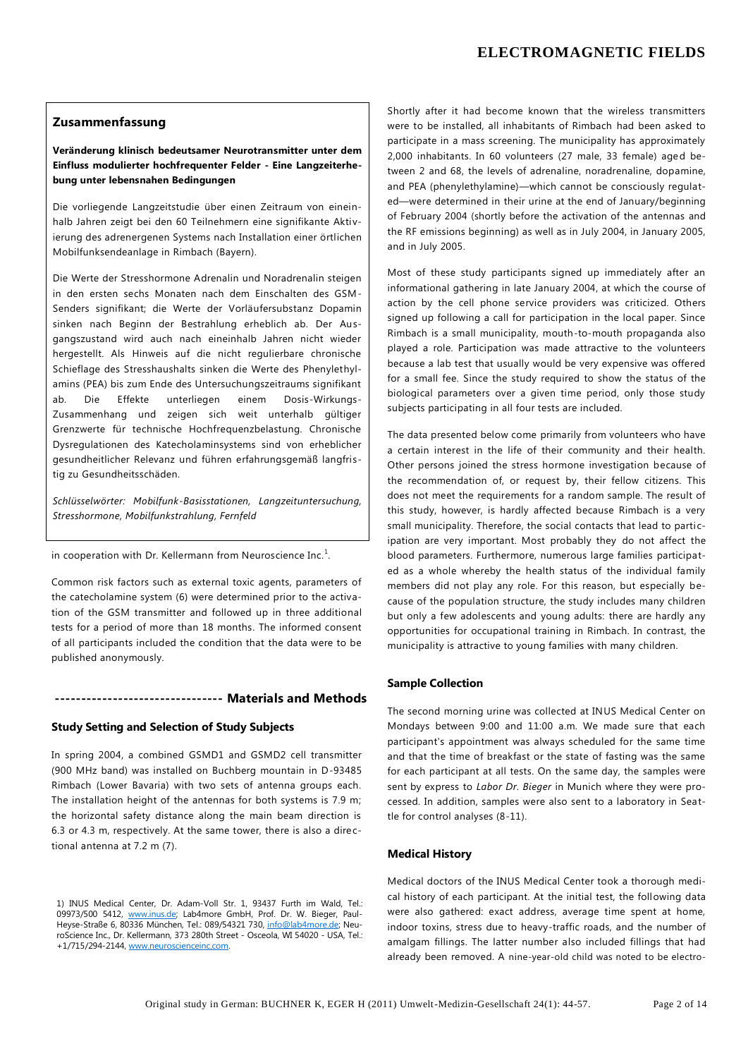## Zusammenfassung

**Veränderung klinisch bedeutsamer Neurotransmitter unter dem Einfluss modulierter hochfrequenter Felder - Eine Langzeiterhebung unter lebensnahen Bedingungen**

Die vorliegende Langzeitstudie über einen Zeitraum von eineinhalb Jahren zeigt bei den 60 Teilnehmern eine signifikante Aktivierung des adrenergenen Systems nach Installation einer örtlichen Mobilfunksendeanlage in Rimbach (Bayern).

Die Werte der Stresshormone Adrenalin und Noradrenalin steigen in den ersten sechs Monaten nach dem Einschalten des GSM-Senders signifikant; die Werte der Vorläufersubstanz Dopamin sinken nach Beginn der Bestrahlung erheblich ab. Der Ausgangszustand wird auch nach eineinhalb Jahren nicht wieder hergestellt. Als Hinweis auf die nicht regulierbare chronische Schieflage des Stresshaushalts sinken die Werte des Phenylethylamins (PEA) bis zum Ende des Untersuchungszeitraums signifikant ab. Die Effekte unterliegen einem Dosis-Wirkungs-Zusammenhang und zeigen sich weit unterhalb gültiger Grenzwerte für technische Hochfrequenzbelastung. Chronische Dysregulationen des Katecholaminsystems sind von erheblicher gesundheitlicher Relevanz und führen erfahrungsgemäß langfristig zu Gesundheitsschäden.

*Schlüsselwörter: Mobilfunk-Basisstationen, Langzeituntersuchung, Stresshormone, Mobilfunkstrahlung, Fernfeld*

in cooperation with Dr. Kellermann from Neuroscience Inc.[1].

Common risk factors such as external toxic agents, parameters of the catecholamine system (6) were determined prior to the activation of the GSM transmitter and followed up in three additional tests for a period of more than 18 months. The informed consent of all participants included the condition that the data were to be published anonymously.

## Materials and Methods

### Study Setting and Selection of Study Subjects

In spring 2004, a combined GSMD1 and GSMD2 cell transmitter (900 MHz band) was installed on Buchberg mountain in D-93485 Rimbach (Lower Bavaria) with two sets of antenna groups each. The installation height of the antennas for both systems is 7.9 m; the horizontal safety distance along the main beam direction is 6.3 or 4.3 m, respectively. At the same tower, there is also a directional antenna at 7.2 m (7).

1) INUS Medical Center, Dr. Adam-Voll Str. 1, 93437 Furth im Wald, Tel.: 09973/500 5412, www.inus.de; Lab4more GmbH, Prof. Dr. W. Bieger, Paul-Heyse-Straße 6, 80336 München, Tel.: 089/54321 730, info@lab4more.de; NeuroScience Inc., Dr. Kellermann, 373 280th Street - Osceola, WI 54020 - USA, Tel.: +1/715/294-2144, www.neuroscienceinc.com.

Shortly after it had become known that the wireless transmitters were to be installed, all inhabitants of Rimbach had been asked to participate in a mass screening. The municipality has approximately 2,000 inhabitants. In 60 volunteers (27 male, 33 female) aged between 2 and 68, the levels of adrenaline, noradrenaline, dopamine, and PEA (phenylethylamine)—which cannot be consciously regulated—were determined in their urine at the end of January/beginning of February 2004 (shortly before the activation of the antennas and the RF emissions beginning) as well as in July 2004, in January 2005, and in July 2005.

Most of these study participants signed up immediately after an informational gathering in late January 2004, at which the course of action by the cell phone service providers was criticized. Others signed up following a call for participation in the local paper. Since Rimbach is a small municipality, mouth-to-mouth propaganda also played a role. Participation was made attractive to the volunteers because a lab test that usually would be very expensive was offered for a small fee. Since the study required to show the status of the biological parameters over a given time period, only those study subjects participating in all four tests are included.

The data presented below come primarily from volunteers who have a certain interest in the life of their community and their health. Other persons joined the stress hormone investigation because of the recommendation of, or request by, their fellow citizens. This does not meet the requirements for a random sample. The result of this study, however, is hardly affected because Rimbach is a very small municipality. Therefore, the social contacts that lead to participation are very important. Most probably they do not affect the blood parameters. Furthermore, numerous large families participated as a whole whereby the health status of the individual family members did not play any role. For this reason, but especially because of the population structure, the study includes many children but only a few adolescents and young adults: there are hardly any opportunities for occupational training in Rimbach. In contrast, the municipality is attractive to young families with many children.

### Sample Collection

The second morning urine was collected at INUS Medical Center on Mondays between 9:00 and 11:00 a.m. We made sure that each participant's appointment was always scheduled for the same time and that the time of breakfast or the state of fasting was the same for each participant at all tests. On the same day, the samples were sent by express to *Labor Dr. Bieger* in Munich where they were processed. In addition, samples were also sent to a laboratory in Seattle for control analyses (8-11).

### Medical History

Medical doctors of the INUS Medical Center took a thorough medical history of each participant. At the initial test, the following data were also gathered: exact address, average time spent at home, indoor toxins, stress due to heavy-traffic roads, and the number of amalgam fillings. The latter number also included fillings that had already been removed. A nine-year-old child was noted to be electro-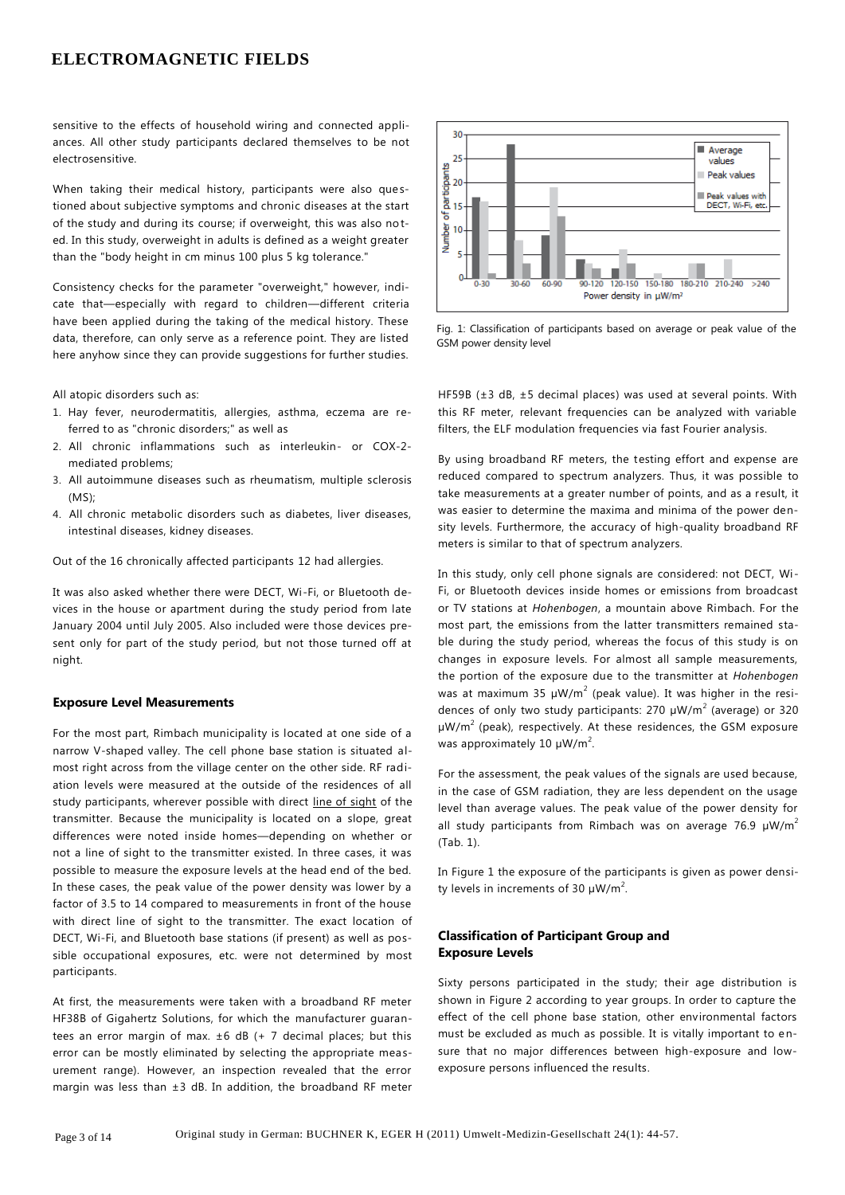sensitive to the effects of household wiring and connected appliances. All other study participants declared themselves to be not electrosensitive.

When taking their medical history, participants were also questioned about subjective symptoms and chronic diseases at the start of the study and during its course; if overweight, this was also noted. In this study, overweight in adults is defined as a weight greater than the "body height in cm minus 100 plus 5 kg tolerance."

Consistency checks for the parameter "overweight," however, indicate that—especially with regard to children—different criteria have been applied during the taking of the medical history. These data, therefore, can only serve as a reference point. They are listed here anyhow since they can provide suggestions for further studies.

All atopic disorders such as:

1. Hay fever, neurodermatitis, allergies, asthma, eczema are referred to as "chronic disorders;" as well as
2. All chronic inflammations such as interleukin- or COX-2-mediated problems;
3. All autoimmune diseases such as rheumatism, multiple sclerosis (MS);
4. All chronic metabolic disorders such as diabetes, liver diseases, intestinal diseases, kidney diseases.

Out of the 16 chronically affected participants 12 had allergies.

It was also asked whether there were DECT, Wi-Fi, or Bluetooth devices in the house or apartment during the study period from late January 2004 until July 2005. Also included were those devices present only for part of the study period, but not those turned off at night.

### Exposure Level Measurements

For the most part, Rimbach municipality is located at one side of a narrow V-shaped valley. The cell phone base station is situated almost right across from the village center on the other side. RF radiation levels were measured at the outside of the residences of all study participants, wherever possible with direct line of sight of the transmitter. Because the municipality is located on a slope, great differences were noted inside homes—depending on whether or not a line of sight to the transmitter existed. In three cases, it was possible to measure the exposure levels at the head end of the bed. In these cases, the peak value of the power density was lower by a factor of 3.5 to 14 compared to measurements in front of the house with direct line of sight to the transmitter. The exact location of DECT, Wi-Fi, and Bluetooth base stations (if present) as well as possible occupational exposures, etc. were not determined by most participants.

At first, the measurements were taken with a broadband RF meter HF38B of Gigahertz Solutions, for which the manufacturer guarantees an error margin of max. ±6 dB (+ 7 decimal places; but this error can be mostly eliminated by selecting the appropriate measurement range). However, an inspection revealed that the error margin was less than ±3 dB. In addition, the broadband RF meter HF59B (±3 dB, ±5 decimal places) was used at several points. With this RF meter, relevant frequencies can be analyzed with variable filters, the ELF modulation frequencies via fast Fourier analysis.

Fig. 1: Classification of participants based on average or peak value of the GSM power density level

By using broadband RF meters, the testing effort and expense are reduced compared to spectrum analyzers. Thus, it was possible to take measurements at a greater number of points, and as a result, it was easier to determine the maxima and minima of the power density levels. Furthermore, the accuracy of high-quality broadband RF meters is similar to that of spectrum analyzers.

In this study, only cell phone signals are considered: not DECT, Wi-Fi, or Bluetooth devices inside homes or emissions from broadcast or TV stations at *Hohenbogen*, a mountain above Rimbach. For the most part, the emissions from the latter transmitters remained stable during the study period, whereas the focus of this study is on changes in exposure levels. For almost all sample measurements, the portion of the exposure due to the transmitter at *Hohenbogen* was at maximum 35 $\mu W/m^2$ (peak value). It was higher in the residences of only two study participants: 270 $\mu W/m^2$ (average) or 320 $\mu W/m^2$ (peak), respectively. At these residences, the GSM exposure was approximately 10 $\mu W/m^2$.

For the assessment, the peak values of the signals are used because, in the case of GSM radiation, they are less dependent on the usage level than average values. The peak value of the power density for all study participants from Rimbach was on average 76.9 $\mu W/m^2$ (Tab. 1).

In Figure 1 the exposure of the participants is given as power density levels in increments of 30 $\mu W/m^2$.

### Classification of Participant Group and Exposure Levels

Sixty persons participated in the study; their age distribution is shown in Figure 2 according to year groups. In order to capture the effect of the cell phone base station, other environmental factors must be excluded as much as possible. It is vitally important to ensure that no major differences between high-exposure and low-exposure persons influenced the results.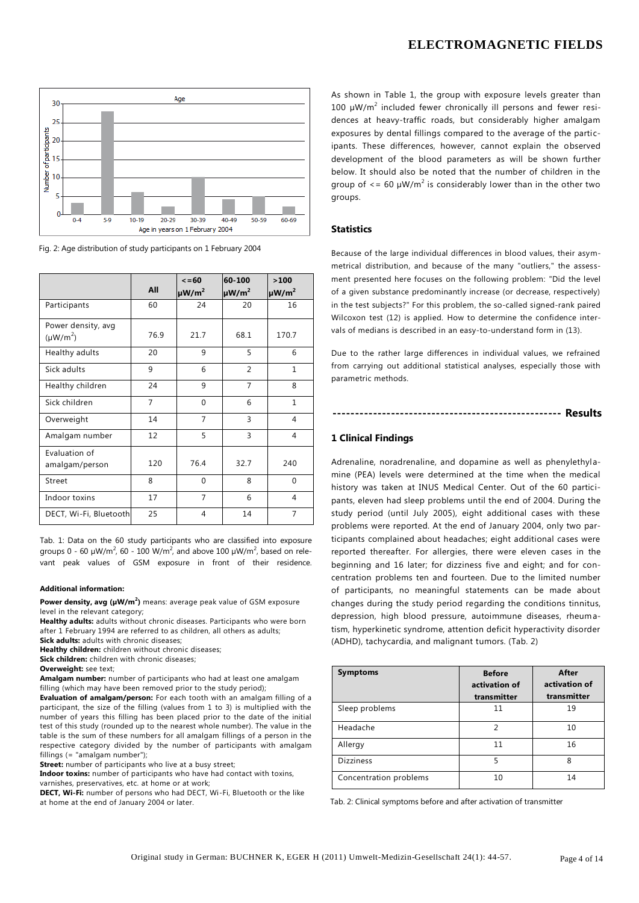Fig. 2: Age distribution of study participants on 1 February 2004

| | All | <=60 μW/m$^2$ | 60-100 μW/m$^2$ | >100 μW/m$^2$ |
|---|---|---|---|---|
| Participants | 60 | 24 | 20 | 16 |
| Power density, avg (μW/m$^2$) | 76.9 | 21.7 | 68.1 | 170.7 |
| Healthy adults | 20 | 9 | 5 | 6 |
| Sick adults | 9 | 6 | 2 | 1 |
| Healthy children | 24 | 9 | 7 | 8 |
| Sick children | 7 | 0 | 6 | 1 |
| Overweight | 14 | 7 | 3 | 4 |
| Amalgam number | 12 | 5 | 3 | 4 |
| Evaluation of amalgam/person | 120 | 76.4 | 32.7 | 240 |
| Street | 8 | 0 | 8 | 0 |
| Indoor toxins | 17 | 7 | 6 | 4 |
| DECT, Wi-Fi, Bluetooth | 25 | 4 | 14 | 7 |

Tab. 1: Data on the 60 study participants who are classified into exposure groups 0 - 60 μW/m$^2$, 60 - 100 W/m$^2$, and above 100 μW/m$^2$, based on relevant peak values of GSM exposure in front of their residence.

**Additional information:**

**Power density, avg (μW/m$^2$)** means: average peak value of GSM exposure level in the relevant category;
**Healthy adults:** adults without chronic diseases. Participants who were born after 1 February 1994 are referred to as children, all others as adults;
**Sick adults:** adults with chronic diseases;
**Healthy children:** children without chronic diseases;
**Sick children:** children with chronic diseases;
**Overweight:** see text;
**Amalgam number:** number of participants who had at least one amalgam filling (which may have been removed prior to the study period);
**Evaluation of amalgam/person:** For each tooth with an amalgam filling of a participant, the size of the filling (values from 1 to 3) is multiplied with the number of years this filling has been placed prior to the date of the initial test of this study (rounded up to the nearest whole number). The value in the table is the sum of these numbers for all amalgam fillings of a person in the respective category divided by the number of participants with amalgam fillings (= "amalgam number");
**Street:** number of participants who live at a busy street;
**Indoor toxins:** number of participants who have had contact with toxins, varnishes, preservatives, etc. at home or at work;
**DECT, Wi-Fi:** number of persons who had DECT, Wi-Fi, Bluetooth or the like at home at the end of January 2004 or later.

As shown in Table 1, the group with exposure levels greater than 100 μW/m$^2$ included fewer chronically ill persons and fewer residences at heavy-traffic roads, but considerably higher amalgam exposures by dental fillings compared to the average of the participants. These differences, however, cannot explain the observed development of the blood parameters as will be shown further below. It should also be noted that the number of children in the group of <= 60 μW/m$^2$ is considerably lower than in the other two groups.

### Statistics

Because of the large individual differences in blood values, their asymmetrical distribution, and because of the many "outliers," the assessment presented here focuses on the following problem: "Did the level of a given substance predominantly increase (or decrease, respectively) in the test subjects?" For this problem, the so-called signed-rank paired Wilcoxon test (12) is applied. How to determine the confidence intervals of medians is described in an easy-to-understand form in (13).

Due to the rather large differences in individual values, we refrained from carrying out additional statistical analyses, especially those with parametric methods.

## Results

### 1 Clinical Findings

Adrenaline, noradrenaline, and dopamine as well as phenylethylamine (PEA) levels were determined at the time when the medical history was taken at INUS Medical Center. Out of the 60 participants, eleven had sleep problems until the end of 2004. During the study period (until July 2005), eight additional cases with these problems were reported. At the end of January 2004, only two participants complained about headaches; eight additional cases were reported thereafter. For allergies, there were eleven cases in the beginning and 16 later; for dizziness five and eight; and for concentration problems ten and fourteen. Due to the limited number of participants, no meaningful statements can be made about changes during the study period regarding the conditions tinnitus, depression, high blood pressure, autoimmune diseases, rheumatism, hyperkinetic syndrome, attention deficit hyperactivity disorder (ADHD), tachycardia, and malignant tumors. (Tab. 2)

| Symptoms | Before activation of transmitter | After activation of transmitter |
|---|---|---|
| Sleep problems | 11 | 19 |
| Headache | 2 | 10 |
| Allergy | 11 | 16 |
| Dizziness | 5 | 8 |
| Concentration problems | 10 | 14 |

Tab. 2: Clinical symptoms before and after activation of transmitter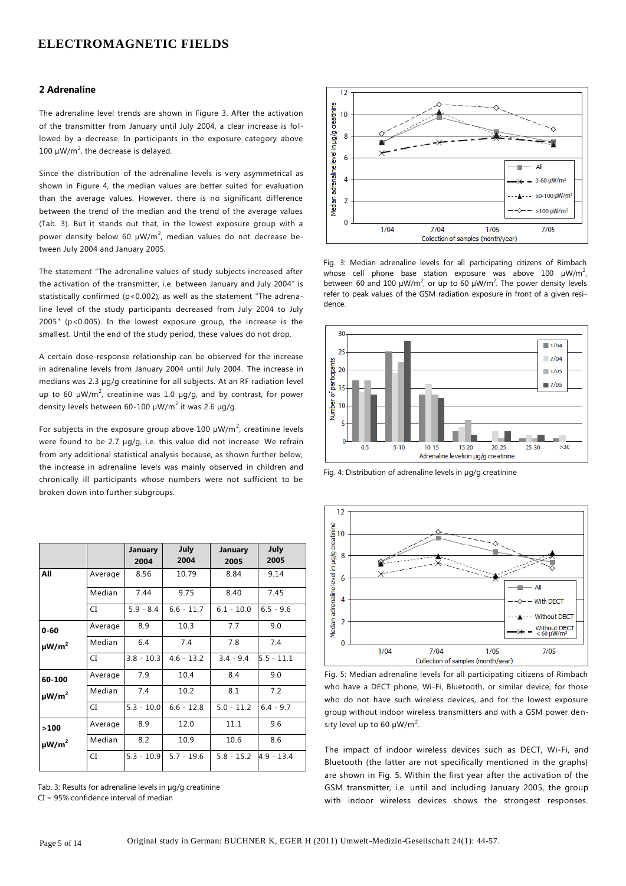## 2 Adrenaline

The adrenaline level trends are shown in Figure 3. After the activation of the transmitter from January until July 2004, a clear increase is followed by a decrease. In participants in the exposure category above 100 µW/m$^2$, the decrease is delayed.

Since the distribution of the adrenaline levels is very asymmetrical as shown in Figure 4, the median values are better suited for evaluation than the average values. However, there is no significant difference between the trend of the median and the trend of the average values (Tab. 3). But it stands out that, in the lowest exposure group with a power density below 60 µW/m$^2$, median values do not decrease between July 2004 and January 2005.

The statement "The adrenaline values of study subjects increased after the activation of the transmitter, i.e. between January and July 2004" is statistically confirmed ($p<0.002$), as well as the statement "The adrenaline level of the study participants decreased from July 2004 to July 2005" ($p<0.005$). In the lowest exposure group, the increase is the smallest. Until the end of the study period, these values do not drop.

A certain dose-response relationship can be observed for the increase in adrenaline levels from January 2004 until July 2004. The increase in medians was 2.3 µg/g creatinine for all subjects. At an RF radiation level up to 60 µW/m$^2$, creatinine was 1.0 µg/g, and by contrast, for power density levels between 60-100 µW/m$^2$ it was 2.6 µg/g.

For subjects in the exposure group above 100 µW/m$^2$, creatinine levels were found to be 2.7 µg/g, i.e. this value did not increase. We refrain from any additional statistical analysis because, as shown further below, the increase in adrenaline levels was mainly observed in children and chronically ill participants whose numbers were not sufficient to be broken down into further subgroups.

| | | January 2004 | July 2004 | January 2005 | July 2005 |
|---|---|---|---|---|---|
| **All** | Average | 8.56 | 10.79 | 8.84 | 9.14 |
| | Median | 7.44 | 9.75 | 8.40 | 7.45 |
| | CI | 5.9 - 8.4 | 6.6 - 11.7 | 6.1 - 10.0 | 6.5 - 9.6 |
| **0-60 µW/m$^2$** | Average | 8.9 | 10.3 | 7.7 | 9.0 |
| | Median | 6.4 | 7.4 | 7.8 | 7.4 |
| | CI | 3.8 - 10.3 | 4.6 - 13.2 | 3.4 - 9.4 | 5.5 - 11.1 |
| **60-100 µW/m$^2$** | Average | 7.9 | 10.4 | 8.4 | 9.0 |
| | Median | 7.4 | 10.2 | 8.1 | 7.2 |
| | CI | 5.3 - 10.0 | 6.6 - 12.8 | 5.0 - 11.2 | 6.4 - 9.7 |
| **>100 µW/m$^2$** | Average | 8.9 | 12.0 | 11.1 | 9.6 |
| | Median | 8.2 | 10.9 | 10.6 | 8.6 |
| | CI | 5.3 - 10.9 | 5.7 - 19.6 | 5.8 - 15.2 | 4.9 - 13.4 |

Tab. 3: Results for adrenaline levels in µg/g creatinine
CI = 95% confidence interval of median

Fig. 3: Median adrenaline levels for all participating citizens of Rimbach whose cell phone base station exposure was above 100 µW/m$^2$, between 60 and 100 µW/m$^2$, or up to 60 µW/m$^2$. The power density levels refer to peak values of the GSM radiation exposure in front of a given residence.

Fig. 4: Distribution of adrenaline levels in µg/g creatinine

Fig. 5: Median adrenaline levels for all participating citizens of Rimbach who have a DECT phone, Wi-Fi, Bluetooth, or similar device, for those who do not have such wireless devices, and for the lowest exposure group without indoor wireless transmitters and with a GSM power density level up to 60 µW/m$^2$.

The impact of indoor wireless devices such as DECT, Wi-Fi, and Bluetooth (the latter are not specifically mentioned in the graphs) are shown in Fig. 5. Within the first year after the activation of the GSM transmitter, i.e. until and including January 2005, the group with indoor wireless devices shows the strongest responses.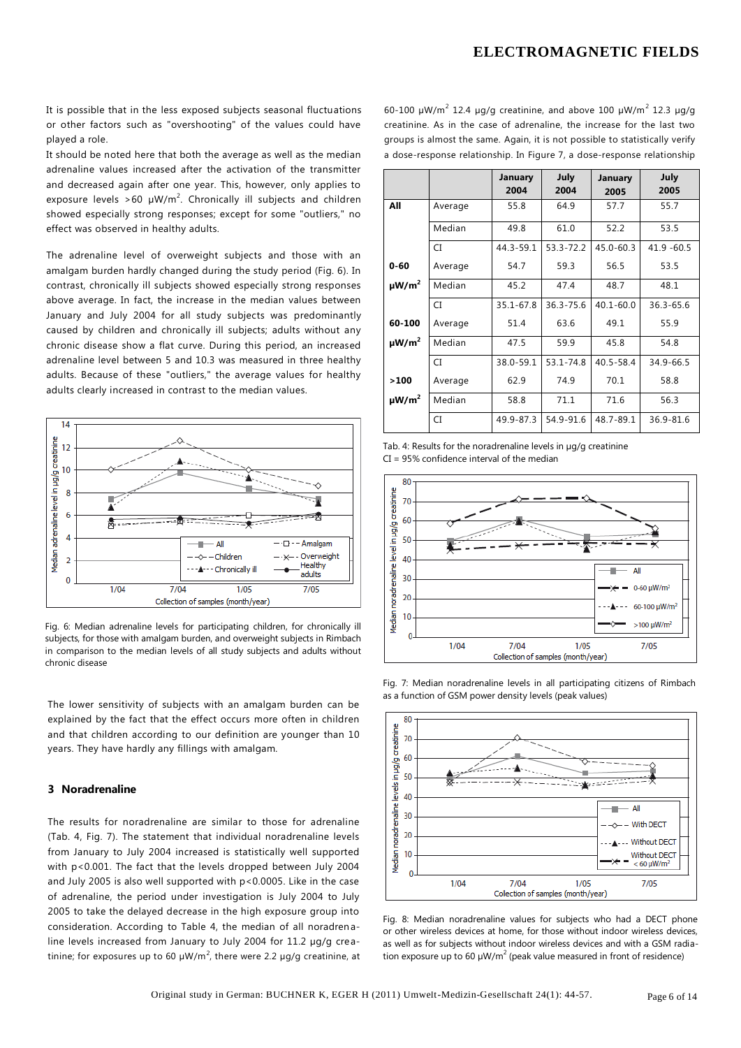It is possible that in the less exposed subjects seasonal fluctuations or other factors such as "overshooting" of the values could have played a role.

It should be noted here that both the average as well as the median adrenaline values increased after the activation of the transmitter and decreased again after one year. This, however, only applies to exposure levels >60 µW/m². Chronically ill subjects and children showed especially strong responses; except for some "outliers," no effect was observed in healthy adults.

The adrenaline level of overweight subjects and those with an amalgam burden hardly changed during the study period (Fig. 6). In contrast, chronically ill subjects showed especially strong responses above average. In fact, the increase in the median values between January and July 2004 for all study subjects was predominantly caused by children and chronically ill subjects; adults without any chronic disease show a flat curve. During this period, an increased adrenaline level between 5 and 10.3 was measured in three healthy adults. Because of these "outliers," the average values for healthy adults clearly increased in contrast to the median values.

Fig. 6: Median adrenaline levels for participating children, for chronically ill subjects, for those with amalgam burden, and overweight subjects in Rimbach in comparison to the median levels of all study subjects and adults without chronic disease

The lower sensitivity of subjects with an amalgam burden can be explained by the fact that the effect occurs more often in children and that children according to our definition are younger than 10 years. They have hardly any fillings with amalgam.

## 3 Noradrenaline

The results for noradrenaline are similar to those for adrenaline (Tab. 4, Fig. 7). The statement that individual noradrenaline levels from January to July 2004 increased is statistically well supported with $p<0.001$. The fact that the levels dropped between July 2004 and July 2005 is also well supported with $p<0.0005$. Like in the case of adrenaline, the period under investigation is July 2004 to July 2005 to take the delayed decrease in the high exposure group into consideration. According to Table 4, the median of all noradrenaline levels increased from January to July 2004 for 11.2 µg/g creatinine; for exposures up to 60 µW/m², there were 2.2 µg/g creatinine, at 60-100 µW/m² 12.4 µg/g creatinine, and above 100 µW/m² 12.3 µg/g creatinine. As in the case of adrenaline, the increase for the last two groups is almost the same. Again, it is not possible to statistically verify a dose-response relationship. In Figure 7, a dose-response relationship

| | | January 2004 | July 2004 | January 2005 | July 2005 |
|---|---|---|---|---|---|
| **All** | Average | 55.8 | 64.9 | 57.7 | 55.7 |
| | Median | 49.8 | 61.0 | 52.2 | 53.5 |
| | CI | 44.3-59.1 | 53.3-72.2 | 45.0-60.3 | 41.9 -60.5 |
| **0-60 µW/m²** | Average | 54.7 | 59.3 | 56.5 | 53.5 |
| | Median | 45.2 | 47.4 | 48.7 | 48.1 |
| | CI | 35.1-67.8 | 36.3-75.6 | 40.1-60.0 | 36.3-65.6 |
| **60-100 µW/m²** | Average | 51.4 | 63.6 | 49.1 | 55.9 |
| | Median | 47.5 | 59.9 | 45.8 | 54.8 |
| | CI | 38.0-59.1 | 53.1-74.8 | 40.5-58.4 | 34.9-66.5 |
| **>100 µW/m²** | Average | 62.9 | 74.9 | 70.1 | 58.8 |
| | Median | 58.8 | 71.1 | 71.6 | 56.3 |
| | CI | 49.9-87.3 | 54.9-91.6 | 48.7-89.1 | 36.9-81.6 |

Tab. 4: Results for the noradrenaline levels in µg/g creatinine
CI = 95% confidence interval of the median

Fig. 7: Median noradrenaline levels in all participating citizens of Rimbach as a function of GSM power density levels (peak values)

Fig. 8: Median noradrenaline values for subjects who had a DECT phone or other wireless devices at home, for those without indoor wireless devices, as well as for subjects without indoor wireless devices and with a GSM radiation exposure up to 60 µW/m² (peak value measured in front of residence)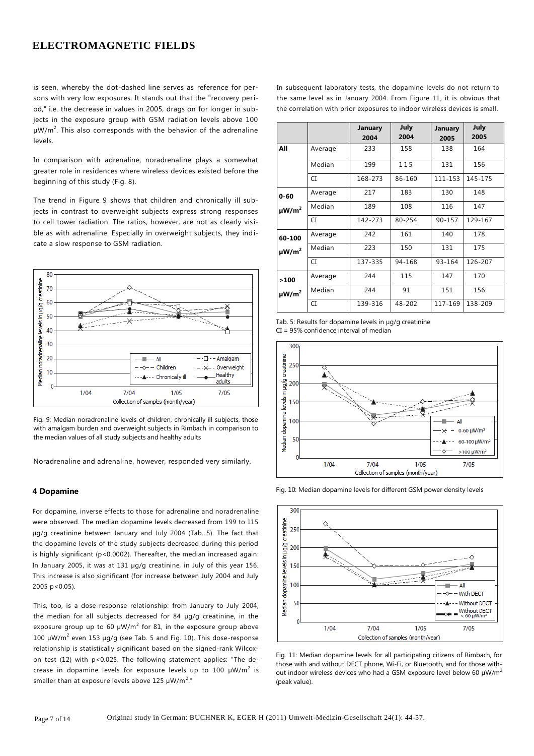is seen, whereby the dot-dashed line serves as reference for persons with very low exposures. It stands out that the "recovery period," i.e. the decrease in values in 2005, drags on for longer in subjects in the exposure group with GSM radiation levels above 100 µW/m². This also corresponds with the behavior of the adrenaline levels.

In comparison with adrenaline, noradrenaline plays a somewhat greater role in residences where wireless devices existed before the beginning of this study (Fig. 8).

The trend in Figure 9 shows that children and chronically ill subjects in contrast to overweight subjects express strong responses to cell tower radiation. The ratios, however, are not as clearly visible as with adrenaline. Especially in overweight subjects, they indicate a slow response to GSM radiation.

Fig. 9: Median noradrenaline levels of children, chronically ill subjects, those with amalgam burden and overweight subjects in Rimbach in comparison to the median values of all study subjects and healthy adults

Noradrenaline and adrenaline, however, responded very similarly.

### 4 Dopamine

For dopamine, inverse effects to those for adrenaline and noradrenaline were observed. The median dopamine levels decreased from 199 to 115 µg/g creatinine between January and July 2004 (Tab. 5). The fact that the dopamine levels of the study subjects decreased during this period is highly significant ($p<0.0002$). Thereafter, the median increased again: In January 2005, it was at 131 µg/g creatinine, in July of this year 156. This increase is also significant (for increase between July 2004 and July 2005 $p<0.05$).

This, too, is a dose-response relationship: from January to July 2004, the median for all subjects decreased for 84 µg/g creatinine, in the exposure group up to 60 µW/m² for 81, in the exposure group above 100 µW/m² even 153 µg/g (see Tab. 5 and Fig. 10). This dose-response relationship is statistically significant based on the signed-rank Wilcoxon test (12) with $p<0.025$. The following statement applies: "The decrease in dopamine levels for exposure levels up to 100 µW/m² is smaller than at exposure levels above 125 µW/m²."

In subsequent laboratory tests, the dopamine levels do not return to the same level as in January 2004. From Figure 11, it is obvious that the correlation with prior exposures to indoor wireless devices is small.

| | | January 2004 | July 2004 | January 2005 | July 2005 |
|---|---|---|---|---|---|
| **All** | Average | 233 | 158 | 138 | 164 |
| | Median | 199 | 115 | 131 | 156 |
| | CI | 168-273 | 86-160 | 111-153 | 145-175 |
| **0-60 µW/m²** | Average | 217 | 183 | 130 | 148 |
| | Median | 189 | 108 | 116 | 147 |
| | CI | 142-273 | 80-254 | 90-157 | 129-167 |
| **60-100 µW/m²** | Average | 242 | 161 | 140 | 178 |
| | Median | 223 | 150 | 131 | 175 |
| | CI | 137-335 | 94-168 | 93-164 | 126-207 |
| **>100 µW/m²** | Average | 244 | 115 | 147 | 170 |
| | Median | 244 | 91 | 151 | 156 |
| | CI | 139-316 | 48-202 | 117-169 | 138-209 |

Tab. 5: Results for dopamine levels in µg/g creatinine
CI = 95% confidence interval of median

Fig. 10: Median dopamine levels for different GSM power density levels

Fig. 11: Median dopamine levels for all participating citizens of Rimbach, for those with and without DECT phone, Wi-Fi, or Bluetooth, and for those without indoor wireless devices who had a GSM exposure level below 60 µW/m² (peak value).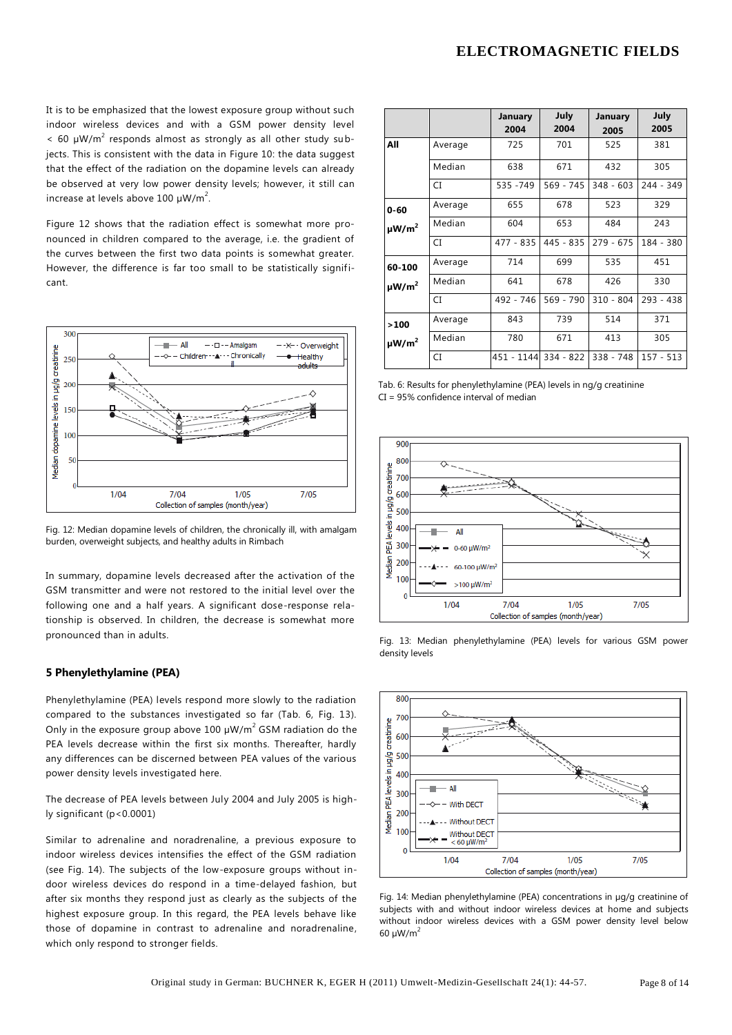It is to be emphasized that the lowest exposure group without such indoor wireless devices and with a GSM power density level < 60 μW/m$^2$ responds almost as strongly as all other study subjects. This is consistent with the data in Figure 10: the data suggest that the effect of the radiation on the dopamine levels can already be observed at very low power density levels; however, it still can increase at levels above 100 μW/m$^2$.

Figure 12 shows that the radiation effect is somewhat more pronounced in children compared to the average, i.e. the gradient of the curves between the first two data points is somewhat greater. However, the difference is far too small to be statistically significant.

Fig. 12: Median dopamine levels of children, the chronically ill, with amalgam burden, overweight subjects, and healthy adults in Rimbach

In summary, dopamine levels decreased after the activation of the GSM transmitter and were not restored to the initial level over the following one and a half years. A significant dose-response relationship is observed. In children, the decrease is somewhat more pronounced than in adults.

### 5 Phenylethylamine (PEA)

Phenylethylamine (PEA) levels respond more slowly to the radiation compared to the substances investigated so far (Tab. 6, Fig. 13). Only in the exposure group above 100 μW/m$^2$ GSM radiation do the PEA levels decrease within the first six months. Thereafter, hardly any differences can be discerned between PEA values of the various power density levels investigated here.

The decrease of PEA levels between July 2004 and July 2005 is highly significant ($p<0.0001$)

Similar to adrenaline and noradrenaline, a previous exposure to indoor wireless devices intensifies the effect of the GSM radiation (see Fig. 14). The subjects of the low-exposure groups without indoor wireless devices do respond in a time-delayed fashion, but after six months they respond just as clearly as the subjects of the highest exposure group. In this regard, the PEA levels behave like those of dopamine in contrast to adrenaline and noradrenaline, which only respond to stronger fields.

| | | January 2004 | July 2004 | January 2005 | July 2005 |
|---|---|---|---|---|---|
| **All** | Average | 725 | 701 | 525 | 381 |
| | Median | 638 | 671 | 432 | 305 |
| | CI | 535 -749 | 569 - 745 | 348 - 603 | 244 - 349 |
| **0-60 μW/m$^2$** | Average | 655 | 678 | 523 | 329 |
| | Median | 604 | 653 | 484 | 243 |
| | CI | 477 - 835 | 445 - 835 | 279 - 675 | 184 - 380 |
| **60-100 μW/m$^2$** | Average | 714 | 699 | 535 | 451 |
| | Median | 641 | 678 | 426 | 330 |
| | CI | 492 - 746 | 569 - 790 | 310 - 804 | 293 - 438 |
| **>100 μW/m$^2$** | Average | 843 | 739 | 514 | 371 |
| | Median | 780 | 671 | 413 | 305 |
| | CI | 451 - 1144 | 334 - 822 | 338 - 748 | 157 - 513 |

Tab. 6: Results for phenylethylamine (PEA) levels in ng/g creatinine
CI = 95% confidence interval of median

Fig. 13: Median phenylethylamine (PEA) levels for various GSM power density levels

Fig. 14: Median phenylethylamine (PEA) concentrations in μg/g creatinine of subjects with and without indoor wireless devices at home and subjects without indoor wireless devices with a GSM power density level below 60 μW/m$^2$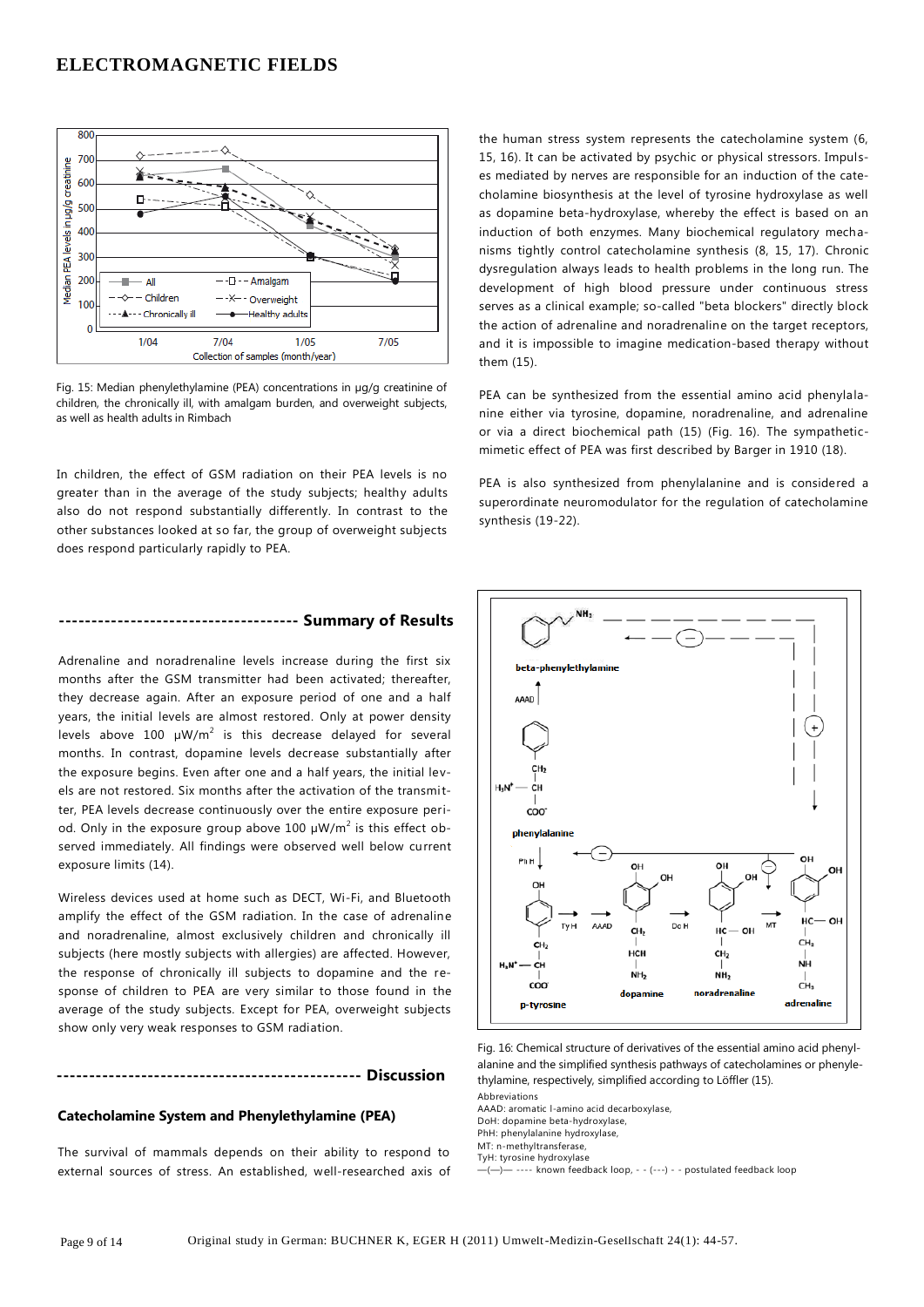Fig. 15: Median phenylethylamine (PEA) concentrations in µg/g creatinine of children, the chronically ill, with amalgam burden, and overweight subjects, as well as health adults in Rimbach

In children, the effect of GSM radiation on their PEA levels is no greater than in the average of the study subjects; healthy adults also do not respond substantially differently. In contrast to the other substances looked at so far, the group of overweight subjects does respond particularly rapidly to PEA.

## Summary of Results

Adrenaline and noradrenaline levels increase during the first six months after the GSM transmitter had been activated; thereafter, they decrease again. After an exposure period of one and a half years, the initial levels are almost restored. Only at power density levels above 100 µW/m$^2$ is this decrease delayed for several months. In contrast, dopamine levels decrease substantially after the exposure begins. Even after one and a half years, the initial levels are not restored. Six months after the activation of the transmitter, PEA levels decrease continuously over the entire exposure period. Only in the exposure group above 100 µW/m$^2$ is this effect observed immediately. All findings were observed well below current exposure limits (14).

Wireless devices used at home such as DECT, Wi-Fi, and Bluetooth amplify the effect of the GSM radiation. In the case of adrenaline and noradrenaline, almost exclusively children and chronically ill subjects (here mostly subjects with allergies) are affected. However, the response of chronically ill subjects to dopamine and the response of children to PEA are very similar to those found in the average of the study subjects. Except for PEA, overweight subjects show only very weak responses to GSM radiation.

## Discussion

### Catecholamine System and Phenylethylamine (PEA)

The survival of mammals depends on their ability to respond to external sources of stress. An established, well-researched axis of the human stress system represents the catecholamine system (6, 15, 16). It can be activated by psychic or physical stressors. Impulses mediated by nerves are responsible for an induction of the catecholamine biosynthesis at the level of tyrosine hydroxylase as well as dopamine beta-hydroxylase, whereby the effect is based on an induction of both enzymes. Many biochemical regulatory mechanisms tightly control catecholamine synthesis (8, 15, 17). Chronic dysregulation always leads to health problems in the long run. The development of high blood pressure under continuous stress serves as a clinical example; so-called "beta blockers" directly block the action of adrenaline and noradrenaline on the target receptors, and it is impossible to imagine medication-based therapy without them (15).

PEA can be synthesized from the essential amino acid phenylalanine either via tyrosine, dopamine, noradrenaline, and adrenaline or via a direct biochemical path (15) (Fig. 16). The sympatheticmimetic effect of PEA was first described by Barger in 1910 (18).

PEA is also synthesized from phenylalanine and is considered a superordinate neuromodulator for the regulation of catecholamine synthesis (19-22).

Fig. 16: Chemical structure of derivatives of the essential amino acid phenylalanine and the simplified synthesis pathways of catecholamines or phenylethylamine, respectively, simplified according to Löffler (15).

Abbreviations
AAAD: aromatic l-amino acid decarboxylase,
DoH: dopamine beta-hydroxylase,
PhH: phenylalanine hydroxylase,
MT: n-methyltransferase,
TyH: tyrosine hydroxylase
—(—)— ---- known feedback loop, - - (---) - - postulated feedback loop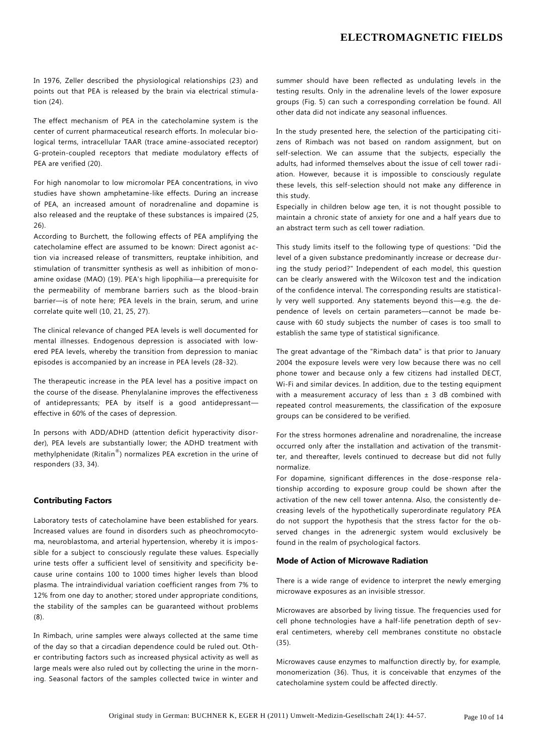In 1976, Zeller described the physiological relationships (23) and points out that PEA is released by the brain via electrical stimulation (24).

The effect mechanism of PEA in the catecholamine system is the center of current pharmaceutical research efforts. In molecular biological terms, intracellular TAAR (trace amine-associated receptor) G-protein-coupled receptors that mediate modulatory effects of PEA are verified (20).

For high nanomolar to low micromolar PEA concentrations, in vivo studies have shown amphetamine-like effects. During an increase of PEA, an increased amount of noradrenaline and dopamine is also released and the reuptake of these substances is impaired (25, 26).

According to Burchett, the following effects of PEA amplifying the catecholamine effect are assumed to be known: Direct agonist action via increased release of transmitters, reuptake inhibition, and stimulation of transmitter synthesis as well as inhibition of monoamine oxidase (MAO) (19). PEA's high lipophilia—a prerequisite for the permeability of membrane barriers such as the blood-brain barrier—is of note here; PEA levels in the brain, serum, and urine correlate quite well (10, 21, 25, 27).

The clinical relevance of changed PEA levels is well documented for mental illnesses. Endogenous depression is associated with lowered PEA levels, whereby the transition from depression to maniac episodes is accompanied by an increase in PEA levels (28-32).

The therapeutic increase in the PEA level has a positive impact on the course of the disease. Phenylalanine improves the effectiveness of antidepressants; PEA by itself is a good antidepressant—effective in 60% of the cases of depression.

In persons with ADD/ADHD (attention deficit hyperactivity disorder), PEA levels are substantially lower; the ADHD treatment with methylphenidate (Ritalin®) normalizes PEA excretion in the urine of responders (33, 34).

### Contributing Factors

Laboratory tests of catecholamine have been established for years. Increased values are found in disorders such as pheochromocytoma, neuroblastoma, and arterial hypertension, whereby it is impossible for a subject to consciously regulate these values. Especially urine tests offer a sufficient level of sensitivity and specificity because urine contains 100 to 1000 times higher levels than blood plasma. The intraindividual variation coefficient ranges from 7% to 12% from one day to another; stored under appropriate conditions, the stability of the samples can be guaranteed without problems (8).

In Rimbach, urine samples were always collected at the same time of the day so that a circadian dependence could be ruled out. Other contributing factors such as increased physical activity as well as large meals were also ruled out by collecting the urine in the morning. Seasonal factors of the samples collected twice in winter and summer should have been reflected as undulating levels in the testing results. Only in the adrenaline levels of the lower exposure groups (Fig. 5) can such a corresponding correlation be found. All other data did not indicate any seasonal influences.

In the study presented here, the selection of the participating citizens of Rimbach was not based on random assignment, but on self-selection. We can assume that the subjects, especially the adults, had informed themselves about the issue of cell tower radiation. However, because it is impossible to consciously regulate these levels, this self-selection should not make any difference in this study.

Especially in children below age ten, it is not thought possible to maintain a chronic state of anxiety for one and a half years due to an abstract term such as cell tower radiation.

This study limits itself to the following type of questions: "Did the level of a given substance predominantly increase or decrease during the study period?" Independent of each model, this question can be clearly answered with the Wilcoxon test and the indication of the confidence interval. The corresponding results are statistically very well supported. Any statements beyond this—e.g. the dependence of levels on certain parameters—cannot be made because with 60 study subjects the number of cases is too small to establish the same type of statistical significance.

The great advantage of the "Rimbach data" is that prior to January 2004 the exposure levels were very low because there was no cell phone tower and because only a few citizens had installed DECT, Wi-Fi and similar devices. In addition, due to the testing equipment with a measurement accuracy of less than ± 3 dB combined with repeated control measurements, the classification of the exposure groups can be considered to be verified.

For the stress hormones adrenaline and noradrenaline, the increase occurred only after the installation and activation of the transmitter, and thereafter, levels continued to decrease but did not fully normalize.

For dopamine, significant differences in the dose-response relationship according to exposure group could be shown after the activation of the new cell tower antenna. Also, the consistently decreasing levels of the hypothetically superordinate regulatory PEA do not support the hypothesis that the stress factor for the observed changes in the adrenergic system would exclusively be found in the realm of psychological factors.

### Mode of Action of Microwave Radiation

There is a wide range of evidence to interpret the newly emerging microwave exposures as an invisible stressor.

Microwaves are absorbed by living tissue. The frequencies used for cell phone technologies have a half-life penetration depth of several centimeters, whereby cell membranes constitute no obstacle (35).

Microwaves cause enzymes to malfunction directly by, for example, monomerization (36). Thus, it is conceivable that enzymes of the catecholamine system could be affected directly.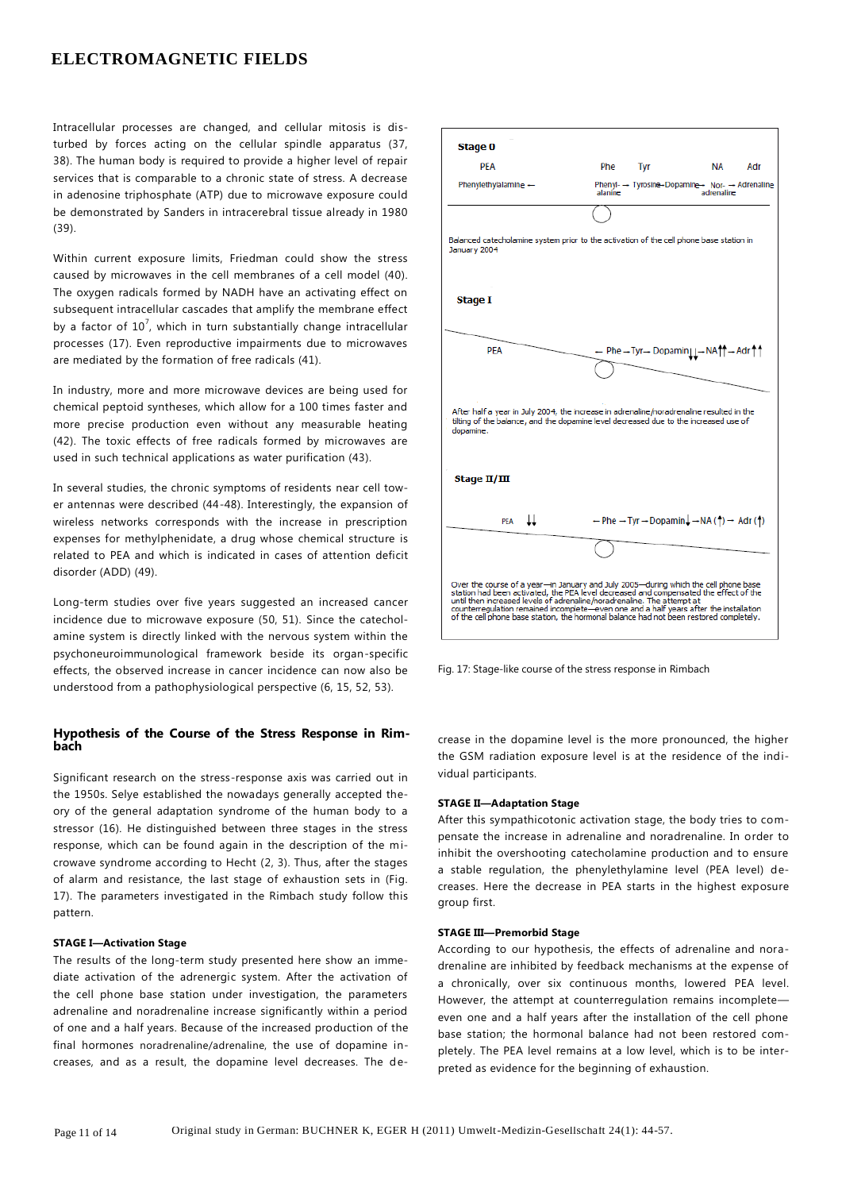Intracellular processes are changed, and cellular mitosis is disturbed by forces acting on the cellular spindle apparatus (37, 38). The human body is required to provide a higher level of repair services that is comparable to a chronic state of stress. A decrease in adenosine triphosphate (ATP) due to microwave exposure could be demonstrated by Sanders in intracerebral tissue already in 1980 (39).

Within current exposure limits, Friedman could show the stress caused by microwaves in the cell membranes of a cell model (40). The oxygen radicals formed by NADH have an activating effect on subsequent intracellular cascades that amplify the membrane effect by a factor of $10^7$, which in turn substantially change intracellular processes (17). Even reproductive impairments due to microwaves are mediated by the formation of free radicals (41).

In industry, more and more microwave devices are being used for chemical peptoid syntheses, which allow for a 100 times faster and more precise production even without any measurable heating (42). The toxic effects of free radicals formed by microwaves are used in such technical applications as water purification (43).

In several studies, the chronic symptoms of residents near cell tower antennas were described (44-48). Interestingly, the expansion of wireless networks corresponds with the increase in prescription expenses for methylphenidate, a drug whose chemical structure is related to PEA and which is indicated in cases of attention deficit disorder (ADD) (49).

Long-term studies over five years suggested an increased cancer incidence due to microwave exposure (50, 51). Since the catecholamine system is directly linked with the nervous system within the psychoneuroimmunological framework beside its organ-specific effects, the observed increase in cancer incidence can now also be understood from a pathophysiological perspective (6, 15, 52, 53).

**Stage 0**

PEA — Phe — Tyr — NA — Adr

Phenylethylalamine ← Phenyl-alanine → Tyrosine → Dopamine → Nor-adrenaline → Adrenaline

Balanced catecholamine system prior to the activation of the cell phone base station in January 2004

**Stage I**

PEA ← Phe → Tyr → Dopamin↓↓ → NA↑↑ → Adr↑↑

After half a year in July 2004, the increase in adrenaline/noradrenaline resulted in the tilting of the balance, and the dopamine level decreased due to the increased use of dopamine.

**Stage II/III**

PEA ↓↓ ← Phe → Tyr → Dopamin↓ → NA (↑) → Adr (↑)

Over the course of a year—in January and July 2005—during which the cell phone base station had been activated, the PEA level decreased and compensated the effect of the until then increased levels of adrenaline/noradrenaline. The attempt at counterregulation remained incomplete—even one and a half years after the installation of the cell phone base station, the hormonal balance had not been restored completely.

Fig. 17: Stage-like course of the stress response in Rimbach

## Hypothesis of the Course of the Stress Response in Rimbach

Significant research on the stress-response axis was carried out in the 1950s. Selye established the nowadays generally accepted theory of the general adaptation syndrome of the human body to a stressor (16). He distinguished between three stages in the stress response, which can be found again in the description of the microwave syndrome according to Hecht (2, 3). Thus, after the stages of alarm and resistance, the last stage of exhaustion sets in (Fig. 17). The parameters investigated in the Rimbach study follow this pattern.

### STAGE I—Activation Stage

The results of the long-term study presented here show an immediate activation of the adrenergic system. After the activation of the cell phone base station under investigation, the parameters adrenaline and noradrenaline increase significantly within a period of one and a half years. Because of the increased production of the final hormones noradrenaline/adrenaline, the use of dopamine increases, and as a result, the dopamine level decreases. The decrease in the dopamine level is the more pronounced, the higher the GSM radiation exposure level is at the residence of the individual participants.

### STAGE II—Adaptation Stage

After this sympathicotonic activation stage, the body tries to compensate the increase in adrenaline and noradrenaline. In order to inhibit the overshooting catecholamine production and to ensure a stable regulation, the phenylethylamine level (PEA level) decreases. Here the decrease in PEA starts in the highest exposure group first.

### STAGE III—Premorbid Stage

According to our hypothesis, the effects of adrenaline and noradrenaline are inhibited by feedback mechanisms at the expense of a chronically, over six continuous months, lowered PEA level. However, the attempt at counterregulation remains incomplete—even one and a half years after the installation of the cell phone base station; the hormonal balance had not been restored completely. The PEA level remains at a low level, which is to be interpreted as evidence for the beginning of exhaustion.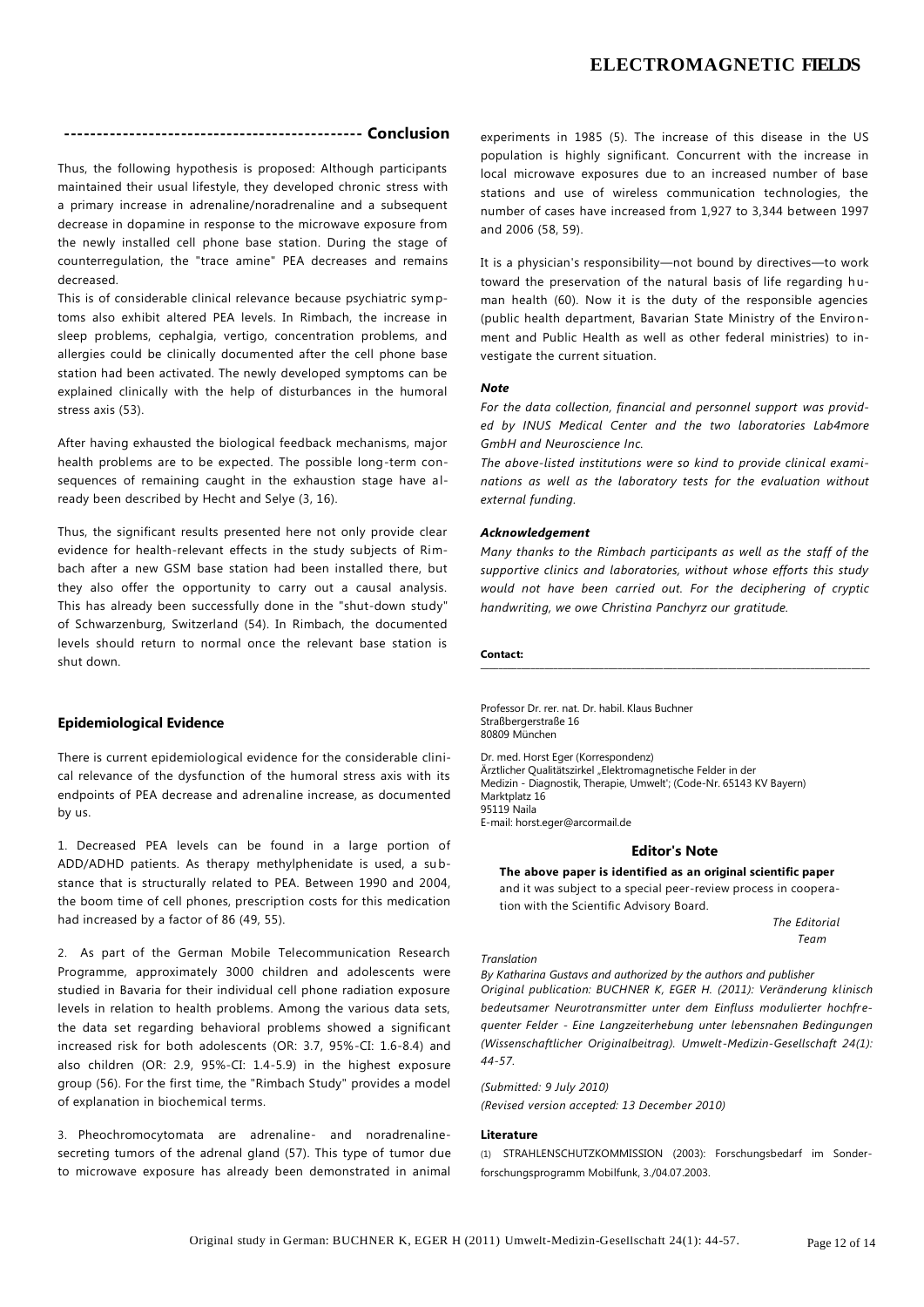## Conclusion

Thus, the following hypothesis is proposed: Although participants maintained their usual lifestyle, they developed chronic stress with a primary increase in adrenaline/noradrenaline and a subsequent decrease in dopamine in response to the microwave exposure from the newly installed cell phone base station. During the stage of counterregulation, the "trace amine" PEA decreases and remains decreased.

This is of considerable clinical relevance because psychiatric symptoms also exhibit altered PEA levels. In Rimbach, the increase in sleep problems, cephalgia, vertigo, concentration problems, and allergies could be clinically documented after the cell phone base station had been activated. The newly developed symptoms can be explained clinically with the help of disturbances in the humoral stress axis (53).

After having exhausted the biological feedback mechanisms, major health problems are to be expected. The possible long-term consequences of remaining caught in the exhaustion stage have already been described by Hecht and Selye (3, 16).

Thus, the significant results presented here not only provide clear evidence for health-relevant effects in the study subjects of Rimbach after a new GSM base station had been installed there, but they also offer the opportunity to carry out a causal analysis. This has already been successfully done in the "shut-down study" of Schwarzenburg, Switzerland (54). In Rimbach, the documented levels should return to normal once the relevant base station is shut down.

### Epidemiological Evidence

There is current epidemiological evidence for the considerable clinical relevance of the dysfunction of the humoral stress axis with its endpoints of PEA decrease and adrenaline increase, as documented by us.

1. Decreased PEA levels can be found in a large portion of ADD/ADHD patients. As therapy methylphenidate is used, a substance that is structurally related to PEA. Between 1990 and 2004, the boom time of cell phones, prescription costs for this medication had increased by a factor of 86 (49, 55).

2. As part of the German Mobile Telecommunication Research Programme, approximately 3000 children and adolescents were studied in Bavaria for their individual cell phone radiation exposure levels in relation to health problems. Among the various data sets, the data set regarding behavioral problems showed a significant increased risk for both adolescents (OR: 3.7, 95%-CI: 1.6-8.4) and also children (OR: 2.9, 95%-CI: 1.4-5.9) in the highest exposure group (56). For the first time, the "Rimbach Study" provides a model of explanation in biochemical terms.

3. Pheochromocytomata are adrenaline- and noradrenaline-secreting tumors of the adrenal gland (57). This type of tumor due to microwave exposure has already been demonstrated in animal experiments in 1985 (5). The increase of this disease in the US population is highly significant. Concurrent with the increase in local microwave exposures due to an increased number of base stations and use of wireless communication technologies, the number of cases have increased from 1,927 to 3,344 between 1997 and 2006 (58, 59).

It is a physician's responsibility—not bound by directives—to work toward the preservation of the natural basis of life regarding human health (60). Now it is the duty of the responsible agencies (public health department, Bavarian State Ministry of the Environment and Public Health as well as other federal ministries) to investigate the current situation.

***Note***

*For the data collection, financial and personnel support was provided by INUS Medical Center and the two laboratories Lab4more GmbH and Neuroscience Inc.*

*The above-listed institutions were so kind to provide clinical examinations as well as the laboratory tests for the evaluation without external funding.*

***Acknowledgement***

*Many thanks to the Rimbach participants as well as the staff of the supportive clinics and laboratories, without whose efforts this study would not have been carried out. For the deciphering of cryptic handwriting, we owe Christina Panchyrz our gratitude.*

**Contact:**

Professor Dr. rer. nat. Dr. habil. Klaus Buchner
Straßbergerstraße 16
80809 München

Dr. med. Horst Eger (Korrespondenz)
Ärztlicher Qualitätszirkel „Elektromagnetische Felder in der Medizin - Diagnostik, Therapie, Umwelt'; (Code-Nr. 65143 KV Bayern)
Marktplatz 16
95119 Naila
E-mail: horst.eger@arcormail.de

#### Editor's Note

**The above paper is identified as an original scientific paper** and it was subject to a special peer-review process in cooperation with the Scientific Advisory Board.

*The Editorial Team*

*Translation*

*By Katharina Gustavs and authorized by the authors and publisher*

*Original publication: BUCHNER K, EGER H. (2011): Veränderung klinisch bedeutsamer Neurotransmitter unter dem Einfluss modulierter hochfrequenter Felder - Eine Langzeiterhebung unter lebensnahen Bedingungen (Wissenschaftlicher Originalbeitrag). Umwelt-Medizin-Gesellschaft 24(1): 44-57.*

*(Submitted: 9 July 2010)*

*(Revised version accepted: 13 December 2010)*

**Literature**

(1) STRAHLENSCHUTZKOMMISSION (2003): Forschungsbedarf im Sonderforschungsprogramm Mobilfunk, 3./04.07.2003.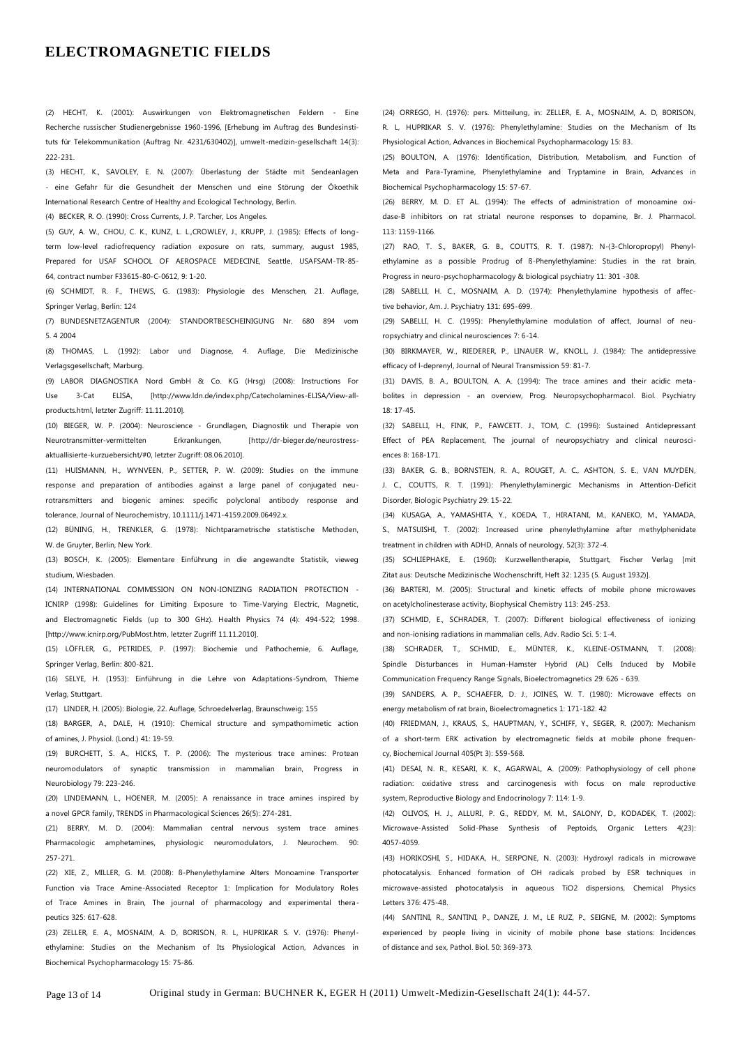(2) HECHT, K. (2001): Auswirkungen von Elektromagnetischen Feldern - Eine Recherche russischer Studienergebnisse 1960-1996, [Erhebung im Auftrag des Bundesinstituts für Telekommunikation (Auftrag Nr. 4231/630402)], umwelt-medizin-gesellschaft 14(3): 222-231.

(3) HECHT, K., SAVOLEY, E. N. (2007): Überlastung der Städte mit Sendeanlagen - eine Gefahr für die Gesundheit der Menschen und eine Störung der Ökoethik International Research Centre of Healthy and Ecological Technology, Berlin.

(4) BECKER, R. O. (1990): Cross Currents, J. P. Tarcher, Los Angeles.

(5) GUY, A. W., CHOU, C. K., KUNZ, L. L.,CROWLEY, J., KRUPP, J. (1985): Effects of long-term low-level radiofrequency radiation exposure on rats, summary, august 1985, Prepared for USAF SCHOOL OF AEROSPACE MEDECINE, Seattle, USAFSAM-TR-85-64, contract number F33615-80-C-0612, 9: 1-20.

(6) SCHMIDT, R. F., THEWS, G. (1983): Physiologie des Menschen, 21. Auflage, Springer Verlag, Berlin: 124

(7) BUNDESNETZAGENTUR (2004): STANDORTBESCHEINIGUNG Nr. 680 894 vom 5. 4 2004

(8) THOMAS, L. (1992): Labor und Diagnose, 4. Auflage, Die Medizinische Verlagsgesellschaft, Marburg.

(9) LABOR DIAGNOSTIKA Nord GmbH & Co. KG (Hrsg) (2008): Instructions For Use 3-Cat ELISA, [http://www.ldn.de/index.php/Catecholamines-ELISA/View-all-products.html, letzter Zugriff: 11.11.2010].

(10) BIEGER, W. P. (2004): Neuroscience - Grundlagen, Diagnostik und Therapie von Neurotransmitter-vermittelten Erkrankungen, [http://dr-bieger.de/neurostress-aktuallisierte-kurzuebersicht/#0, letzter Zugriff: 08.06.2010].

(11) HUISMANN, H., WYNVEEN, P., SETTER, P. W. (2009): Studies on the immune response and preparation of antibodies against a large panel of conjugated neurotransmitters and biogenic amines: specific polyclonal antibody response and tolerance, Journal of Neurochemistry, 10.1111/j.1471-4159.2009.06492.x.

(12) BÜNING, H., TRENKLER, G. (1978): Nichtparametrische statistische Methoden, W. de Gruyter, Berlin, New York.

(13) BOSCH, K. (2005): Elementare Einführung in die angewandte Statistik, vieweg studium, Wiesbaden.

(14) INTERNATIONAL COMMISSION ON NON-IONIZING RADIATION PROTECTION - ICNIRP (1998): Guidelines for Limiting Exposure to Time-Varying Electric, Magnetic, and Electromagnetic Fields (up to 300 GHz). Health Physics 74 (4): 494-522; 1998. [http://www.icnirp.org/PubMost.htm, letzter Zugriff 11.11.2010].

(15) LÖFFLER, G., PETRIDES, P. (1997): Biochemie und Pathochemie, 6. Auflage, Springer Verlag, Berlin: 800-821.

(16) SELYE, H. (1953): Einführung in die Lehre von Adaptations-Syndrom, Thieme Verlag, Stuttgart.

(17) LINDER, H. (2005): Biologie, 22. Auflage, Schroedelverlag, Braunschweig: 155

(18) BARGER, A., DALE, H. (1910): Chemical structure and sympathomimetic action of amines, J. Physiol. (Lond.) 41: 19-59.

(19) BURCHETT, S. A., HICKS, T. P. (2006): The mysterious trace amines: Protean neuromodulators of synaptic transmission in mammalian brain, Progress in Neurobiology 79: 223-246.

(20) LINDEMANN, L., HOENER, M. (2005): A renaissance in trace amines inspired by a novel GPCR family, TRENDS in Pharmacological Sciences 26(5): 274-281.

(21) BERRY, M. D. (2004): Mammalian central nervous system trace amines Pharmacologic amphetamines, physiologic neuromodulators, J. Neurochem. 90: 257-271.

(22) XIE, Z., MILLER, G. M. (2008): ß-Phenylethylamine Alters Monoamine Transporter Function via Trace Amine-Associated Receptor 1: Implication for Modulatory Roles of Trace Amines in Brain, The journal of pharmacology and experimental therapeutics 325: 617-628.

(23) ZELLER, E. A., MOSNAIM, A. D, BORISON, R. L, HUPRIKAR S. V. (1976): Phenylethylamine: Studies on the Mechanism of Its Physiological Action, Advances in Biochemical Psychopharmacology 15: 75-86.

(24) ORREGO, H. (1976): pers. Mitteilung, in: ZELLER, E. A., MOSNAIM, A. D, BORISON, R. L, HUPRIKAR S. V. (1976): Phenylethylamine: Studies on the Mechanism of Its Physiological Action, Advances in Biochemical Psychopharmacology 15: 83.

(25) BOULTON, A. (1976): Identification, Distribution, Metabolism, and Function of Meta and Para-Tyramine, Phenylethylamine and Tryptamine in Brain, Advances in Biochemical Psychopharmacology 15: 57-67.

(26) BERRY, M. D. ET AL. (1994): The effects of administration of monoamine oxidase-B inhibitors on rat striatal neurone responses to dopamine, Br. J. Pharmacol. 113: 1159-1166.

(27) RAO, T. S., BAKER, G. B., COUTTS, R. T. (1987): N-(3-Chloropropyl) Phenylethylamine as a possible Prodrug of ß-Phenylethylamine: Studies in the rat brain, Progress in neuro-psychopharmacology & biological psychiatry 11: 301 -308.

(28) SABELLI, H. C., MOSNAIM, A. D. (1974): Phenylethylamine hypothesis of affective behavior, Am. J. Psychiatry 131: 695-699.

(29) SABELLI, H. C. (1995): Phenylethylamine modulation of affect, Journal of neuropsychiatry and clinical neurosciences 7: 6-14.

(30) BIRKMAYER, W., RIEDERER, P., LINAUER W., KNOLL, J. (1984): The antidepressive efficacy of l-deprenyl, Journal of Neural Transmission 59: 81-7.

(31) DAVIS, B. A., BOULTON, A. A. (1994): The trace amines and their acidic metabolites in depression - an overview, Prog. Neuropsychopharmacol. Biol. Psychiatry 18: 17-45.

(32) SABELLI, H., FINK, P., FAWCETT. J., TOM, C. (1996): Sustained Antidepressant Effect of PEA Replacement, The journal of neuropsychiatry and clinical neurosciences 8: 168-171.

(33) BAKER, G. B., BORNSTEIN, R. A., ROUGET, A. C., ASHTON, S. E., VAN MUYDEN, J. C., COUTTS, R. T. (1991): Phenylethylaminergic Mechanisms in Attention-Deficit Disorder, Biologic Psychiatry 29: 15-22.

(34) KUSAGA, A., YAMASHITA, Y., KOEDA, T., HIRATANI, M., KANEKO, M., YAMADA, S., MATSUISHI, T. (2002): Increased urine phenylethylamine after methylphenidate treatment in children with ADHD, Annals of neurology, 52(3): 372-4.

(35) SCHLIEPHAKE, E. (1960): Kurzwellentherapie, Stuttgart, Fischer Verlag [mit Zitat aus: Deutsche Medizinische Wochenschrift, Heft 32: 1235 (5. August 1932)].

(36) BARTERI, M. (2005): Structural and kinetic effects of mobile phone microwaves on acetylcholinesterase activity, Biophysical Chemistry 113: 245-253.

(37) SCHMID, E., SCHRADER, T. (2007): Different biological effectiveness of ionizing and non-ionising radiations in mammalian cells, Adv. Radio Sci. 5: 1-4.

(38) SCHRADER, T., SCHMID, E., MÜNTER, K., KLEINE-OSTMANN, T. (2008): Spindle Disturbances in Human-Hamster Hybrid (AL) Cells Induced by Mobile Communication Frequency Range Signals, Bioelectromagnetics 29: 626 - 639.

(39) SANDERS, A. P., SCHAEFER, D. J., JOINES, W. T. (1980): Microwave effects on energy metabolism of rat brain, Bioelectromagnetics 1: 171-182. 42

(40) FRIEDMAN, J., KRAUS, S., HAUPTMAN, Y., SCHIFF, Y., SEGER, R. (2007): Mechanism of a short-term ERK activation by electromagnetic fields at mobile phone frequency, Biochemical Journal 405(Pt 3): 559-568.

(41) DESAI, N. R., KESARI, K. K., AGARWAL, A. (2009): Pathophysiology of cell phone radiation: oxidative stress and carcinogenesis with focus on male reproductive system, Reproductive Biology and Endocrinology 7: 114: 1-9.

(42) OLIVOS, H. J., ALLURI, P. G., REDDY, M. M., SALONY, D., KODADEK, T. (2002): Microwave-Assisted Solid-Phase Synthesis of Peptoids, Organic Letters 4(23): 4057-4059.

(43) HORIKOSHI, S., HIDAKA, H., SERPONE, N. (2003): Hydroxyl radicals in microwave photocatalysis. Enhanced formation of OH radicals probed by ESR techniques in microwave-assisted photocatalysis in aqueous TiO2 dispersions, Chemical Physics Letters 376: 475-48.

(44) SANTINI, R., SANTINI, P., DANZE, J. M., LE RUZ, P., SEIGNE, M. (2002): Symptoms experienced by people living in vicinity of mobile phone base stations: Incidences of distance and sex, Pathol. Biol. 50: 369-373.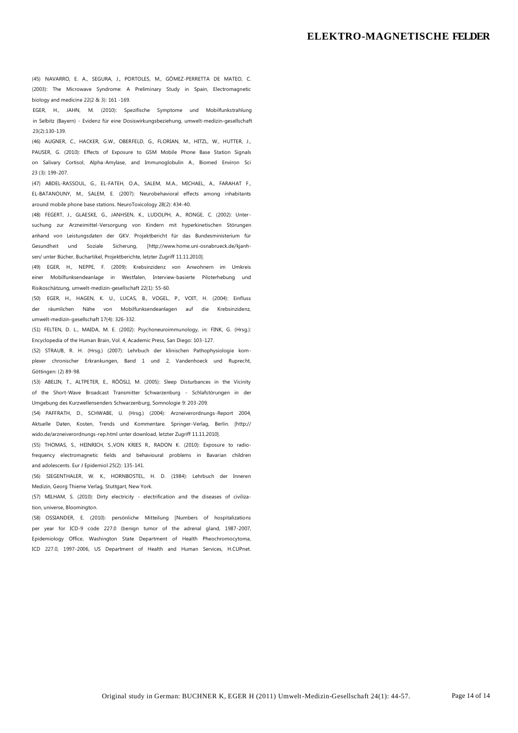(45) NAVARRO, E. A., SEGURA, J., PORTOLES, M., GÓMEZ-PERRETTA DE MATEO, C. (2003): The Microwave Syndrome: A Preliminary Study in Spain, Electromagnetic biology and medicine 22(2 & 3): 161 -169.

EGER, H., JAHN, M. (2010): Spezifische Symptome und Mobilfunkstrahlung in Selbitz (Bayern) - Evidenz für eine Dosiswirkungsbeziehung, umwelt-medizin-gesellschaft 23(2):130-139.

(46) AUGNER, C., HACKER, G.W., OBERFELD, G., FLORIAN, M., HITZL, W., HUTTER, J., PAUSER, G. (2010): Effects of Exposure to GSM Mobile Phone Base Station Signals on Salivary Cortisol, Alpha-Amylase, and Immunoglobulin A., Biomed Environ Sci 23 (3): 199-207.

(47) ABDEL-RASSOUL, G., EL-FATEH, O.A., SALEM, M.A., MICHAEL, A., FARAHAT F., EL-BATANOUNY, M., SALEM, E. (2007): Neurobehavioral effects among inhabitants around mobile phone base stations. NeuroToxicology 28(2): 434-40.

(48) FEGERT, J., GLAESKE, G., JANHSEN, K., LUDOLPH, A., RONGE, C. (2002): Untersuchung zur Arzneimittel-Versorgung von Kindern mit hyperkinetischen Störungen anhand von Leistungsdaten der GKV. Projektbericht für das Bundesministerium für Gesundheit und Soziale Sicherung, [http://www.home.uni-osnabrueck.de/kjanhsen/ unter Bücher, Buchartikel, Projektberichte, letzter Zugriff 11.11.2010].

(49) EGER, H., NEPPE, F. (2009): Krebsinzidenz von Anwohnern im Umkreis einer Mobilfunksendeanlage in Westfalen, Interview-basierte Piloterhebung und Risikoschätzung, umwelt-medizin-gesellschaft 22(1): 55-60.

(50) EGER, H., HAGEN, K. U., LUCAS, B., VOGEL, P., VOIT, H. (2004): Einfluss der räumlichen Nähe von Mobilfunksendeanlagen auf die Krebsinzidenz, umwelt-medizin-gesellschaft 17(4): 326-332.

(51) FELTEN, D. L., MAIDA, M. E. (2002): Psychoneuroimmunology, in: FINK, G. (Hrsg.): Encyclopedia of the Human Brain, Vol. 4, Academic Press, San Diego: 103-127.

(52) STRAUB, R. H. (Hrsg.) (2007): Lehrbuch der klinischen Pathophysiologie komplexer chronischer Erkrankungen, Band 1 und 2, Vandenhoeck und Ruprecht, Göttingen: (2) 89-98.

(53) ABELIN, T., ALTPETER, E., RÖÖSLI, M. (2005): Sleep Disturbances in the Vicinity of the Short-Wave Broadcast Transmitter Schwarzenburg - Schlafstörungen in der Umgebung des Kurzwellensenders Schwarzenburg, Somnologie 9: 203-209.

(54) PAFFRATH, D., SCHWABE, U. (Hrsg.) (2004): Arzneiverordnungs-Report 2004, Aktuelle Daten, Kosten, Trends und Kommentare. Springer-Verlag, Berlin. [http:// wido.de/arzneiverordnungs-rep.html unter download, letzter Zugriff 11.11.2010].

(55) THOMAS, S., HEINRICH, S.,VON KRIES R., RADON K. (2010): Exposure to radio-frequency electromagnetic fields and behavioural problems in Bavarian children and adolescents. Eur J Epidemiol 25(2): 135-141.

(56) SIEGENTHALER, W. K., HORNBOSTEL, H. D. (1984): Lehrbuch der Inneren Medizin, Georg Thieme Verlag, Stuttgart, New York.

(57) MILHAM, S. (2010): Dirty electricity - electrification and the diseases of civilization, universe, Bloomington.

(58) OSSIANDER, E. (2010): persönliche Mitteilung [Numbers of hospitalizations per year for ICD-9 code 227.0 (benign tumor of the adrenal gland, 1987-2007, Epidemiology Office, Washington State Department of Health Pheochromocytoma, ICD 227.0, 1997-2006, US Department of Health and Human Services, H.CUPnet.

Original study in German: BUCHNER K, EGER H (2011) Umwelt-Medizin-Gesellschaft 24(1): 44-57.